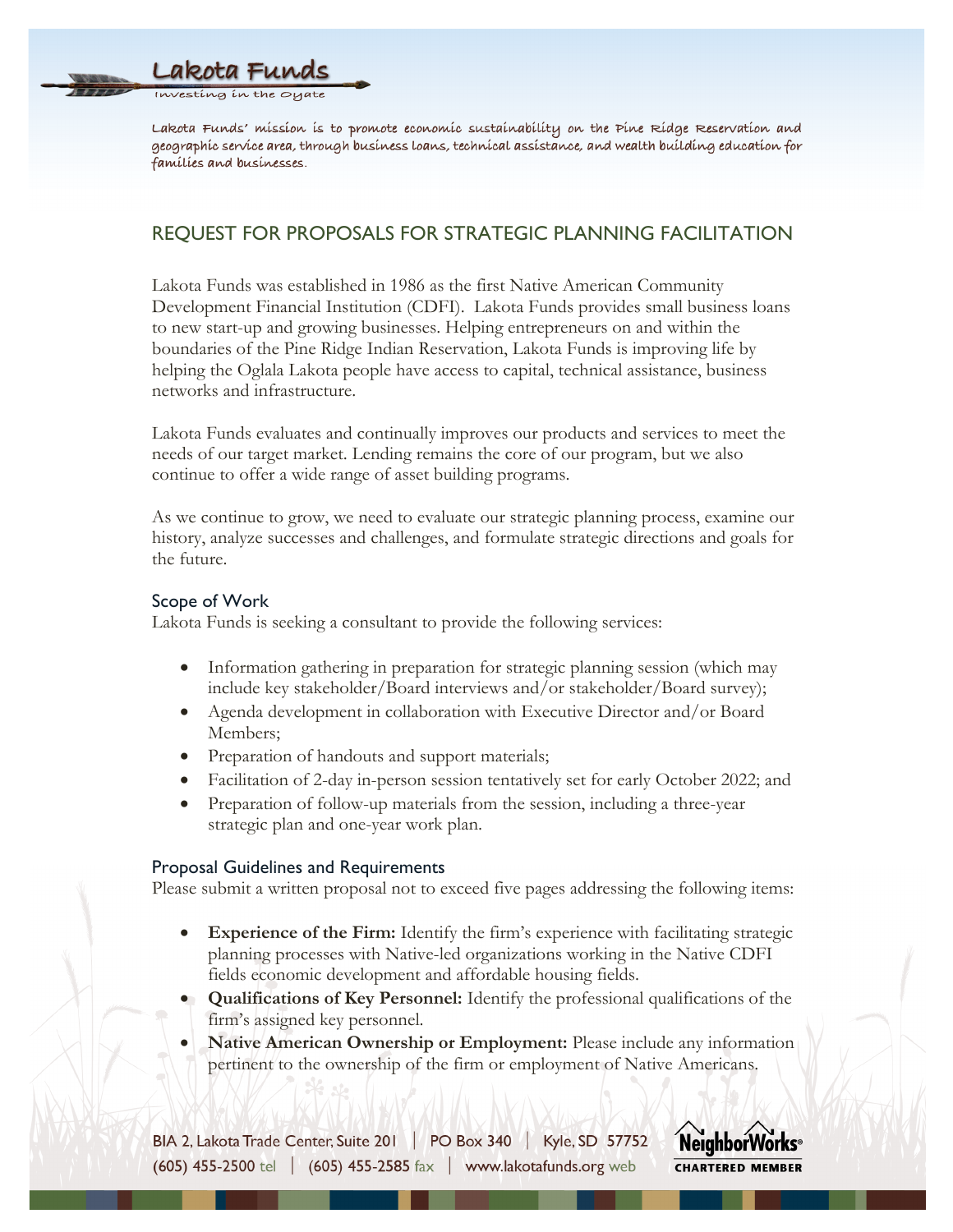Lakota Funds

Investing in the Oyate

Lakota Funds' mission is to promote economic sustainability on the Pine Ridge Reservation and geographic service area, through business loans, technical assistance, and wealth building education for families and businesses.

## REQUEST FOR PROPOSALS FOR STRATEGIC PLANNING FACILITATION

Lakota Funds was established in 1986 as the first Native American Community Development Financial Institution (CDFI). Lakota Funds provides small business loans to new start-up and growing businesses. Helping entrepreneurs on and within the boundaries of the Pine Ridge Indian Reservation, Lakota Funds is improving life by helping the Oglala Lakota people have access to capital, technical assistance, business networks and infrastructure.

Lakota Funds evaluates and continually improves our products and services to meet the needs of our target market. Lending remains the core of our program, but we also continue to offer a wide range of asset building programs.

As we continue to grow, we need to evaluate our strategic planning process, examine our history, analyze successes and challenges, and formulate strategic directions and goals for the future.

### Scope of Work

Lakota Funds is seeking a consultant to provide the following services:

- Information gathering in preparation for strategic planning session (which may include key stakeholder/Board interviews and/or stakeholder/Board survey);
- Agenda development in collaboration with Executive Director and/or Board Members;
- Preparation of handouts and support materials;
- Facilitation of 2-day in-person session tentatively set for early October 2022; and
- Preparation of follow-up materials from the session, including a three-year strategic plan and one-year work plan.

### Proposal Guidelines and Requirements

Please submit a written proposal not to exceed five pages addressing the following items:

- **Experience of the Firm:** Identify the firm's experience with facilitating strategic planning processes with Native-led organizations working in the Native CDFI fields economic development and affordable housing fields.
- **Qualifications of Key Personnel:** Identify the professional qualifications of the firm's assigned key personnel.
- **Native American Ownership or Employment:** Please include any information pertinent to the ownership of the firm or employment of Native Americans.

BIA 2, Lakota Trade Center, Suite 201 | PO Box 340 | Kyle, SD 57752
(605) 455-2500 tel | (605) 455-2585 fax | www.lakotafunds.org web

NeighborWorks® CHARTERED MEMBER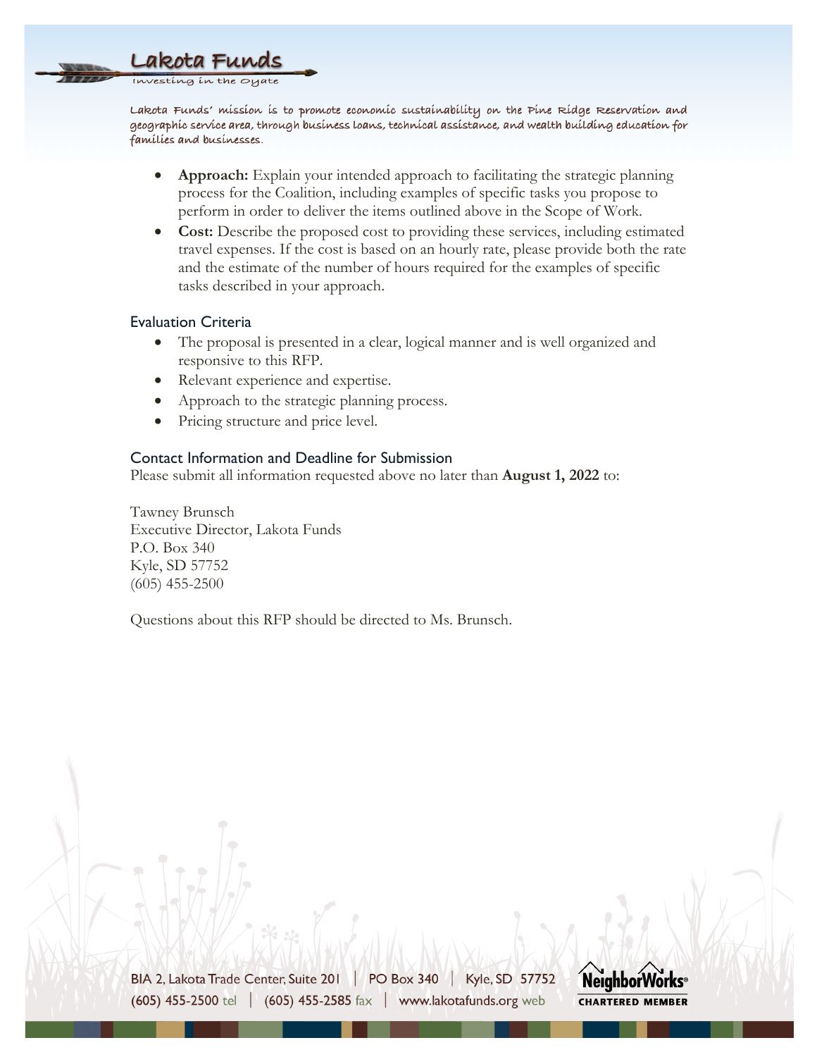- **Approach:** Explain your intended approach to facilitating the strategic planning process for the Coalition, including examples of specific tasks you propose to perform in order to deliver the items outlined above in the Scope of Work.
- **Cost:** Describe the proposed cost to providing these services, including estimated travel expenses. If the cost is based on an hourly rate, please provide both the rate and the estimate of the number of hours required for the examples of specific tasks described in your approach.

## Evaluation Criteria

- The proposal is presented in a clear, logical manner and is well organized and responsive to this RFP.
- Relevant experience and expertise.
- Approach to the strategic planning process.
- Pricing structure and price level.

## Contact Information and Deadline for Submission

Please submit all information requested above no later than **August 1, 2022** to:

Tawney Brunsch
Executive Director, Lakota Funds
P.O. Box 340
Kyle, SD 57752
(605) 455-2500

Questions about this RFP should be directed to Ms. Brunsch.